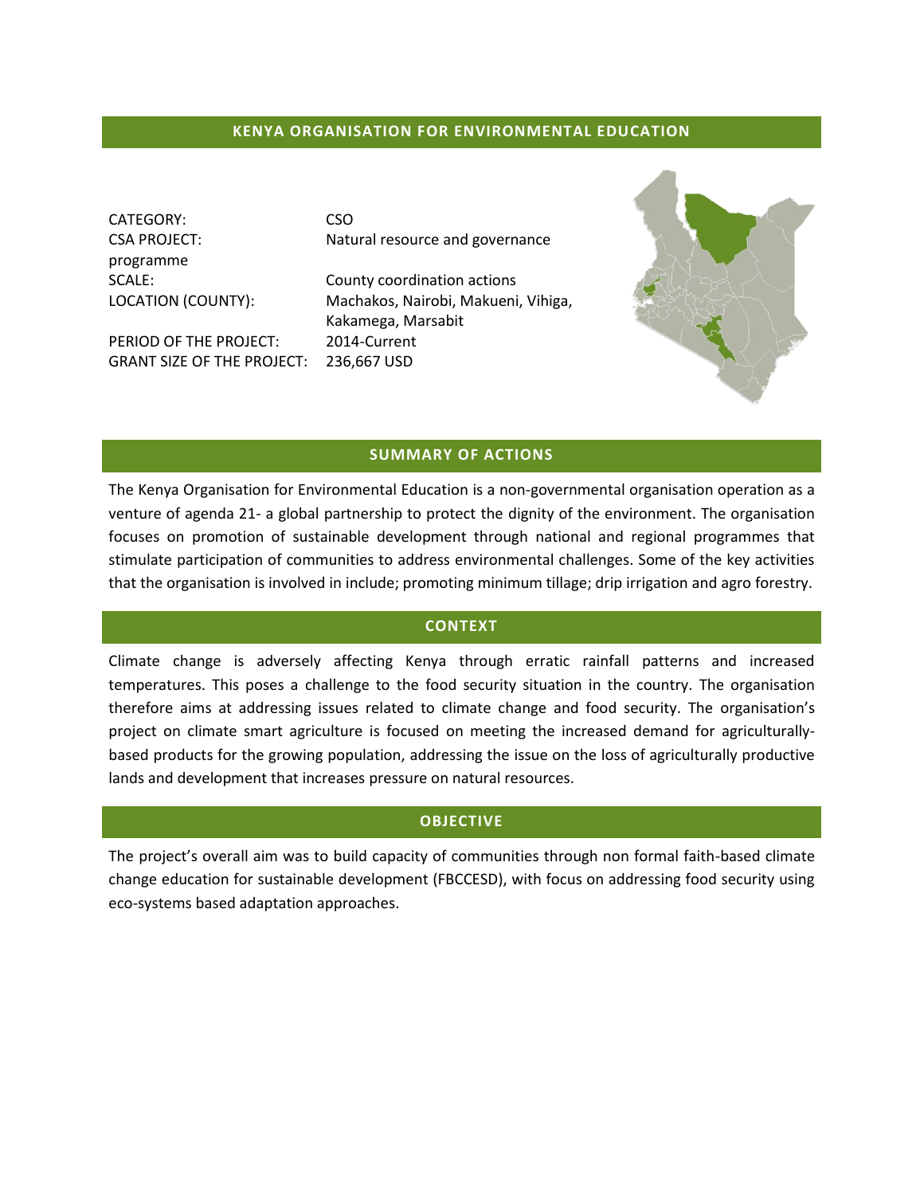# KENYA ORGANISATION FOR ENVIRONMENTAL EDUCATION

| | |
|---|---|
| CATEGORY: | CSO |
| CSA PROJECT: programme | Natural resource and governance |
| SCALE: | County coordination actions |
| LOCATION (COUNTY): | Machakos, Nairobi, Makueni, Vihiga, Kakamega, Marsabit |
| PERIOD OF THE PROJECT: | 2014-Current |
| GRANT SIZE OF THE PROJECT: | 236,667 USD |

## SUMMARY OF ACTIONS

The Kenya Organisation for Environmental Education is a non-governmental organisation operation as a venture of agenda 21- a global partnership to protect the dignity of the environment. The organisation focuses on promotion of sustainable development through national and regional programmes that stimulate participation of communities to address environmental challenges. Some of the key activities that the organisation is involved in include; promoting minimum tillage; drip irrigation and agro forestry.

## CONTEXT

Climate change is adversely affecting Kenya through erratic rainfall patterns and increased temperatures. This poses a challenge to the food security situation in the country. The organisation therefore aims at addressing issues related to climate change and food security. The organisation's project on climate smart agriculture is focused on meeting the increased demand for agriculturally-based products for the growing population, addressing the issue on the loss of agriculturally productive lands and development that increases pressure on natural resources.

## OBJECTIVE

The project's overall aim was to build capacity of communities through non formal faith-based climate change education for sustainable development (FBCCESD), with focus on addressing food security using eco-systems based adaptation approaches.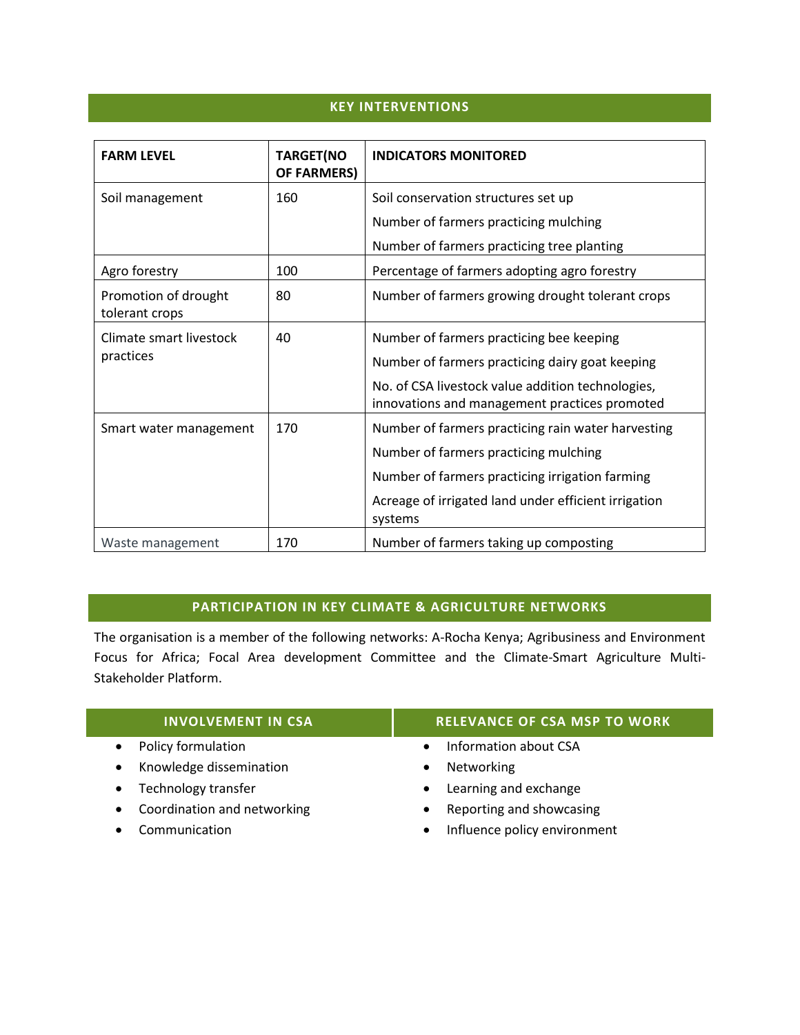## KEY INTERVENTIONS

| FARM LEVEL | TARGET(NO OF FARMERS) | INDICATORS MONITORED |
|---|---|---|
| Soil management | 160 | Soil conservation structures set up<br>Number of farmers practicing mulching<br>Number of farmers practicing tree planting |
| Agro forestry | 100 | Percentage of farmers adopting agro forestry |
| Promotion of drought tolerant crops | 80 | Number of farmers growing drought tolerant crops |
| Climate smart livestock practices | 40 | Number of farmers practicing bee keeping<br>Number of farmers practicing dairy goat keeping<br>No. of CSA livestock value addition technologies, innovations and management practices promoted |
| Smart water management | 170 | Number of farmers practicing rain water harvesting<br>Number of farmers practicing mulching<br>Number of farmers practicing irrigation farming<br>Acreage of irrigated land under efficient irrigation systems |
| Waste management | 170 | Number of farmers taking up composting |

## PARTICIPATION IN KEY CLIMATE & AGRICULTURE NETWORKS

The organisation is a member of the following networks: A-Rocha Kenya; Agribusiness and Environment Focus for Africa; Focal Area development Committee and the Climate-Smart Agriculture Multi-Stakeholder Platform.

## INVOLVEMENT IN CSA

- Policy formulation
- Knowledge dissemination
- Technology transfer
- Coordination and networking
- Communication

## RELEVANCE OF CSA MSP TO WORK

- Information about CSA
- Networking
- Learning and exchange
- Reporting and showcasing
- Influence policy environment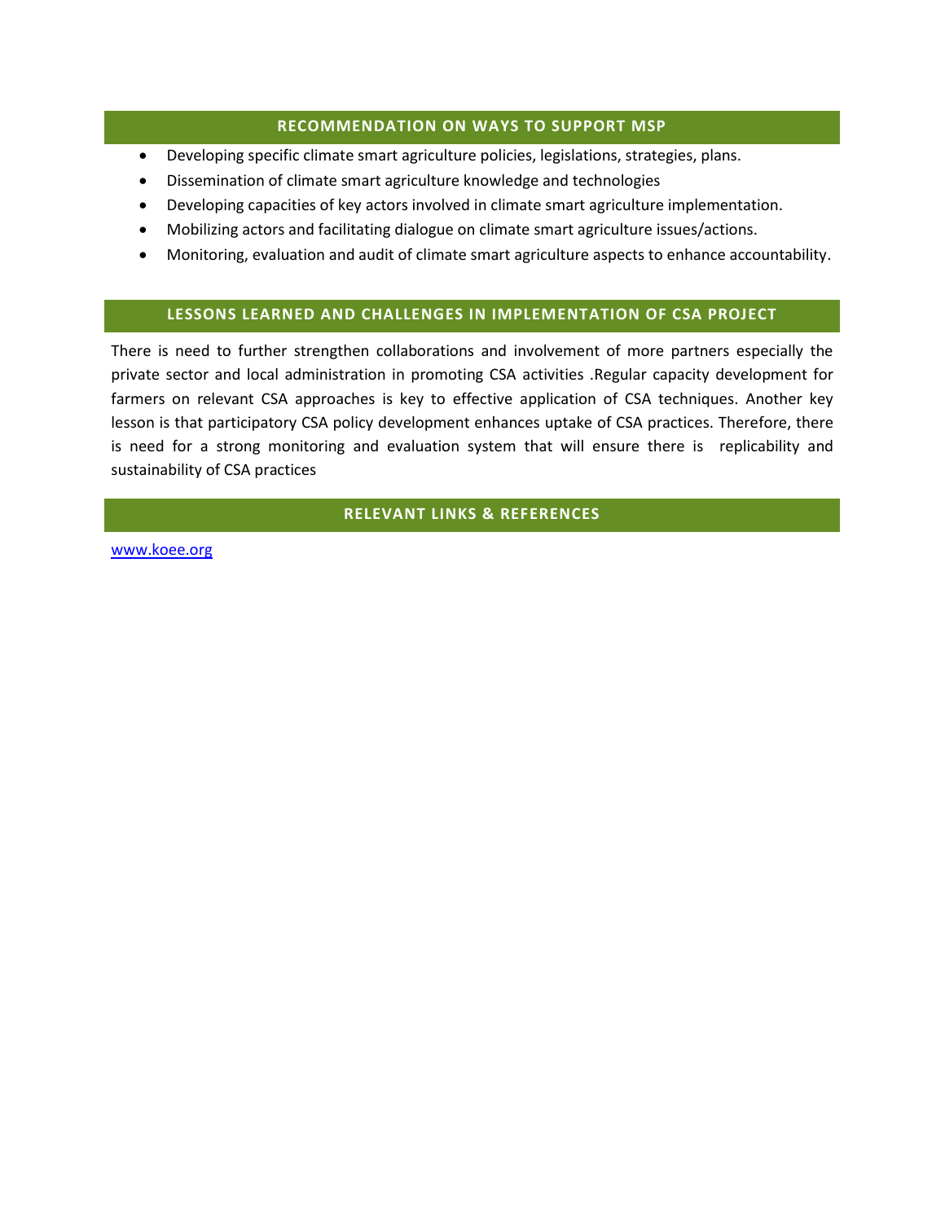## RECOMMENDATION ON WAYS TO SUPPORT MSP

- Developing specific climate smart agriculture policies, legislations, strategies, plans.
- Dissemination of climate smart agriculture knowledge and technologies
- Developing capacities of key actors involved in climate smart agriculture implementation.
- Mobilizing actors and facilitating dialogue on climate smart agriculture issues/actions.
- Monitoring, evaluation and audit of climate smart agriculture aspects to enhance accountability.

## LESSONS LEARNED AND CHALLENGES IN IMPLEMENTATION OF CSA PROJECT

There is need to further strengthen collaborations and involvement of more partners especially the private sector and local administration in promoting CSA activities .Regular capacity development for farmers on relevant CSA approaches is key to effective application of CSA techniques. Another key lesson is that participatory CSA policy development enhances uptake of CSA practices. Therefore, there is need for a strong monitoring and evaluation system that will ensure there is replicability and sustainability of CSA practices

## RELEVANT LINKS & REFERENCES

[www.koee.org](http://www.koee.org)